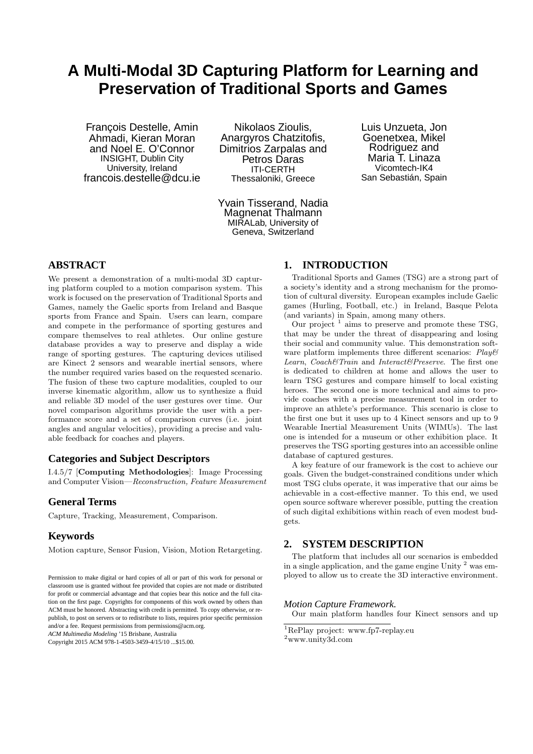# A Multi-Modal 3D Capturing Platform for Learning and Preservation of Traditional Sports and Games

François Destelle, Amin Ahmadi, Kieran Moran and Noel E. O'Connor
INSIGHT, Dublin City University, Ireland
francois.destelle@dcu.ie

Nikolaos Zioulis, Anargyros Chatzitofis, Dimitrios Zarpalas and Petros Daras
ITI-CERTH
Thessaloniki, Greece

Luis Unzueta, Jon Goenetxea, Mikel Rodriguez and Maria T. Linaza
Vicomtech-IK4
San Sebastián, Spain

Yvain Tisserand, Nadia Magnenat Thalmann
MIRALab, University of Geneva, Switzerland

## ABSTRACT

We present a demonstration of a multi-modal 3D capturing platform coupled to a motion comparison system. This work is focused on the preservation of Traditional Sports and Games, namely the Gaelic sports from Ireland and Basque sports from France and Spain. Users can learn, compare and compete in the performance of sporting gestures and compare themselves to real athletes. Our online gesture database provides a way to preserve and display a wide range of sporting gestures. The capturing devices utilised are Kinect 2 sensors and wearable inertial sensors, where the number required varies based on the requested scenario. The fusion of these two capture modalities, coupled to our inverse kinematic algorithm, allow us to synthesize a fluid and reliable 3D model of the user gestures over time. Our novel comparison algorithms provide the user with a performance score and a set of comparison curves (i.e. joint angles and angular velocities), providing a precise and valuable feedback for coaches and players.

### Categories and Subject Descriptors

I.4.5/7 [**Computing Methodologies**]: Image Processing and Computer Vision—*Reconstruction, Feature Measurement*

### General Terms

Capture, Tracking, Measurement, Comparison.

### Keywords

Motion capture, Sensor Fusion, Vision, Motion Retargeting.

Permission to make digital or hard copies of all or part of this work for personal or classroom use is granted without fee provided that copies are not made or distributed for profit or commercial advantage and that copies bear this notice and the full citation on the first page. Copyrights for components of this work owned by others than ACM must be honored. Abstracting with credit is permitted. To copy otherwise, or republish, to post on servers or to redistribute to lists, requires prior specific permission and/or a fee. Request permissions from permissions@acm.org.
*ACM Multimedia Modeling* '15 Brisbane, Australia
Copyright 2015 ACM 978-1-4503-3459-4/15/10 ...$15.00.

## 1. INTRODUCTION

Traditional Sports and Games (TSG) are a strong part of a society's identity and a strong mechanism for the promotion of cultural diversity. European examples include Gaelic games (Hurling, Football, etc.) in Ireland, Basque Pelota (and variants) in Spain, among many others.

Our project [1] aims to preserve and promote these TSG, that may be under the threat of disappearing and losing their social and community value. This demonstration software platform implements three different scenarios: *Play&Learn*, *Coach&Train* and *Interact&Preserve*. The first one is dedicated to children at home and allows the user to learn TSG gestures and compare himself to local existing heroes. The second one is more technical and aims to provide coaches with a precise measurement tool in order to improve an athlete's performance. This scenario is close to the first one but it uses up to 4 Kinect sensors and up to 9 Wearable Inertial Measurement Units (WIMUs). The last one is intended for a museum or other exhibition place. It preserves the TSG sporting gestures into an accessible online database of captured gestures.

A key feature of our framework is the cost to achieve our goals. Given the budget-constrained conditions under which most TSG clubs operate, it was imperative that our aims be achievable in a cost-effective manner. To this end, we used open source software wherever possible, putting the creation of such digital exhibitions within reach of even modest budgets.

## 2. SYSTEM DESCRIPTION

The platform that includes all our scenarios is embedded in a single application, and the game engine Unity [2] was employed to allow us to create the 3D interactive environment.

### *Motion Capture Framework.*

Our main platform handles four Kinect sensors and up

[1] RePlay project: www.fp7-replay.eu
[2] www.unity3d.com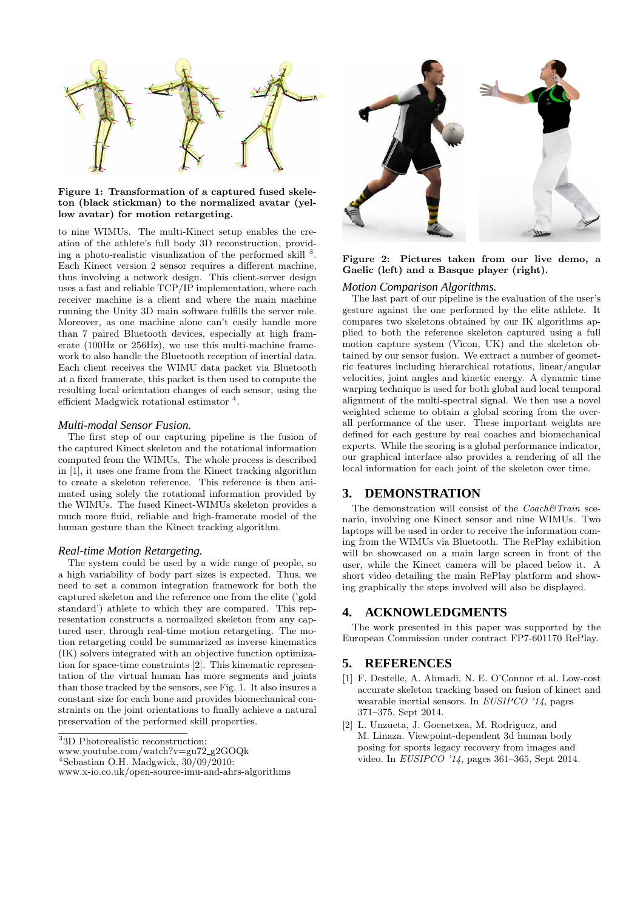**Figure 1: Transformation of a captured fused skeleton (black stickman) to the normalized avatar (yellow avatar) for motion retargeting.**

to nine WIMUs. The multi-Kinect setup enables the creation of the athlete's full body 3D reconstruction, providing a photo-realistic visualization of the performed skill [3]. Each Kinect version 2 sensor requires a different machine, thus involving a network design. This client-server design uses a fast and reliable TCP/IP implementation, where each receiver machine is a client and where the main machine running the Unity 3D main software fulfills the server role. Moreover, as one machine alone can't easily handle more than 7 paired Bluetooth devices, especially at high framerate (100Hz or 256Hz), we use this multi-machine framework to also handle the Bluetooth reception of inertial data. Each client receives the WIMU data packet via Bluetooth at a fixed framerate, this packet is then used to compute the resulting local orientation changes of each sensor, using the efficient Madgwick rotational estimator [4].

### *Multi-modal Sensor Fusion.*

The first step of our capturing pipeline is the fusion of the captured Kinect skeleton and the rotational information computed from the WIMUs. The whole process is described in [1], it uses one frame from the Kinect tracking algorithm to create a skeleton reference. This reference is then animated using solely the rotational information provided by the WIMUs. The fused Kinect-WIMUs skeleton provides a much more fluid, reliable and high-framerate model of the human gesture than the Kinect tracking algorithm.

### *Real-time Motion Retargeting.*

The system could be used by a wide range of people, so a high variability of body part sizes is expected. Thus, we need to set a common integration framework for both the captured skeleton and the reference one from the elite ('gold standard') athlete to which they are compared. This representation constructs a normalized skeleton from any captured user, through real-time motion retargeting. The motion retargeting could be summarized as inverse kinematics (IK) solvers integrated with an objective function optimization for space-time constraints [2]. This kinematic representation of the virtual human has more segments and joints than those tracked by the sensors, see Fig. 1. It also insures a constant size for each bone and provides biomechanical constraints on the joint orientations to finally achieve a natural preservation of the performed skill properties.

[3] 3D Photorealistic reconstruction: www.youtube.com/watch?v=gu72_g2GOQk

[4] Sebastian O.H. Madgwick, 30/09/2010: www.x-io.co.uk/open-source-imu-and-ahrs-algorithms

**Figure 2: Pictures taken from our live demo, a Gaelic (left) and a Basque player (right).**

### *Motion Comparison Algorithms.*

The last part of our pipeline is the evaluation of the user's gesture against the one performed by the elite athlete. It compares two skeletons obtained by our IK algorithms applied to both the reference skeleton captured using a full motion capture system (Vicon, UK) and the skeleton obtained by our sensor fusion. We extract a number of geometric features including hierarchical rotations, linear/angular velocities, joint angles and kinetic energy. A dynamic time warping technique is used for both global and local temporal alignment of the multi-spectral signal. We then use a novel weighted scheme to obtain a global scoring from the overall performance of the user. These important weights are defined for each gesture by real coaches and biomechanical experts. While the scoring is a global performance indicator, our graphical interface also provides a rendering of all the local information for each joint of the skeleton over time.

## 3. DEMONSTRATION

The demonstration will consist of the *Coach&Train* scenario, involving one Kinect sensor and nine WIMUs. Two laptops will be used in order to receive the information coming from the WIMUs via Bluetooth. The RePlay exhibition will be showcased on a main large screen in front of the user, while the Kinect camera will be placed below it. A short video detailing the main RePlay platform and showing graphically the steps involved will also be displayed.

## 4. ACKNOWLEDGMENTS

The work presented in this paper was supported by the European Commission under contract FP7-601170 RePlay.

## 5. REFERENCES

[1] F. Destelle, A. Ahmadi, N. E. O'Connor et al. Low-cost accurate skeleton tracking based on fusion of kinect and wearable inertial sensors. In *EUSIPCO '14*, pages 371–375, Sept 2014.

[2] L. Unzueta, J. Goenetxea, M. Rodriguez, and M. Linaza. Viewpoint-dependent 3d human body posing for sports legacy recovery from images and video. In *EUSIPCO '14*, pages 361–365, Sept 2014.